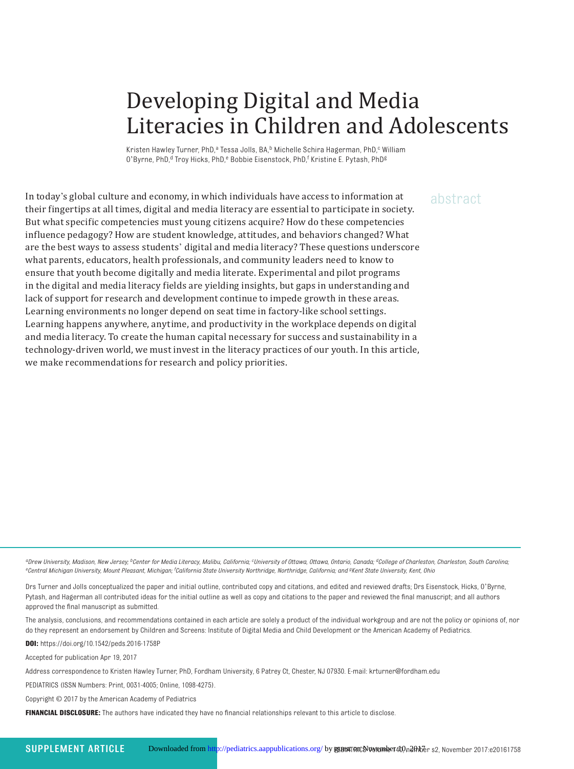# Developing Digital and Media Literacies in Children and Adolescents

Kristen Hawley Turner, PhD,[a] Tessa Jolls, BA,[b] Michelle Schira Hagerman, PhD,[c] William O'Byrne, PhD,[d] Troy Hicks, PhD,[e] Bobbie Eisenstock, PhD,[f] Kristine E. Pytash, PhD[g]

## abstract

In today's global culture and economy, in which individuals have access to information at their fingertips at all times, digital and media literacy are essential to participate in society. But what specific competencies must young citizens acquire? How do these competencies influence pedagogy? How are student knowledge, attitudes, and behaviors changed? What are the best ways to assess students' digital and media literacy? These questions underscore what parents, educators, health professionals, and community leaders need to know to ensure that youth become digitally and media literate. Experimental and pilot programs in the digital and media literacy fields are yielding insights, but gaps in understanding and lack of support for research and development continue to impede growth in these areas. Learning environments no longer depend on seat time in factory-like school settings. Learning happens anywhere, anytime, and productivity in the workplace depends on digital and media literacy. To create the human capital necessary for success and sustainability in a technology-driven world, we must invest in the literacy practices of our youth. In this article, we make recommendations for research and policy priorities.

*[a]Drew University, Madison, New Jersey; [b]Center for Media Literacy, Malibu, California; [c]University of Ottawa, Ottawa, Ontario, Canada; [d]College of Charleston, Charleston, South Carolina; [e]Central Michigan University, Mount Pleasant, Michigan; [f]California State University Northridge, Northridge, California; and [g]Kent State University, Kent, Ohio*

Drs Turner and Jolls conceptualized the paper and initial outline, contributed copy and citations, and edited and reviewed drafts; Drs Eisenstock, Hicks, O'Byrne, Pytash, and Hagerman all contributed ideas for the initial outline as well as copy and citations to the paper and reviewed the final manuscript; and all authors approved the final manuscript as submitted.

The analysis, conclusions, and recommendations contained in each article are solely a product of the individual workgroup and are not the policy or opinions of, nor do they represent an endorsement by Children and Screens: Institute of Digital Media and Child Development or the American Academy of Pediatrics.

**DOI:** https://doi.org/10.1542/peds.2016-1758P

Accepted for publication Apr 19, 2017

Address correspondence to Kristen Hawley Turner, PhD, Fordham University, 6 Patrey Ct, Chester, NJ 07930. E-mail: krturner@fordham.edu

PEDIATRICS (ISSN Numbers: Print, 0031-4005; Online, 1098-4275).

Copyright © 2017 by the American Academy of Pediatrics

**FINANCIAL DISCLOSURE:** The authors have indicated they have no financial relationships relevant to this article to disclose.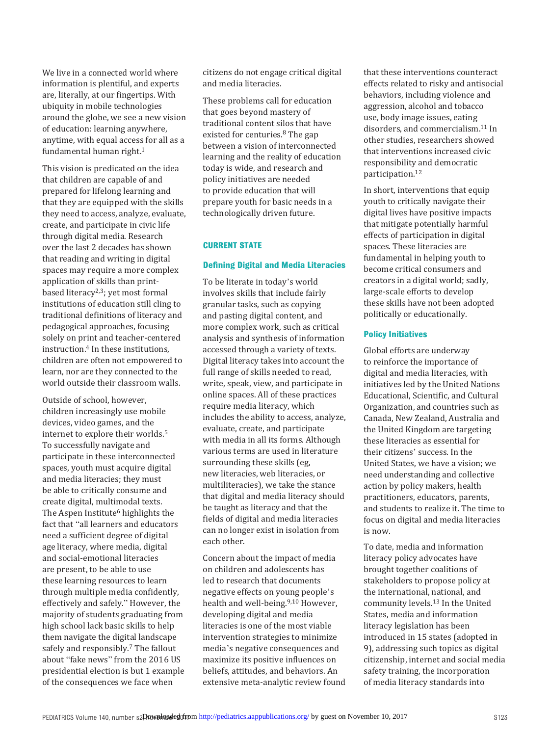We live in a connected world where information is plentiful, and experts are, literally, at our fingertips. With ubiquity in mobile technologies around the globe, we see a new vision of education: learning anywhere, anytime, with equal access for all as a fundamental human right.[1]

This vision is predicated on the idea that children are capable of and prepared for lifelong learning and that they are equipped with the skills they need to access, analyze, evaluate, create, and participate in civic life through digital media. Research over the last 2 decades has shown that reading and writing in digital spaces may require a more complex application of skills than print-based literacy[2,3]; yet most formal institutions of education still cling to traditional definitions of literacy and pedagogical approaches, focusing solely on print and teacher-centered instruction.[4] In these institutions, children are often not empowered to learn, nor are they connected to the world outside their classroom walls.

Outside of school, however, children increasingly use mobile devices, video games, and the internet to explore their worlds.[5] To successfully navigate and participate in these interconnected spaces, youth must acquire digital and media literacies; they must be able to critically consume and create digital, multimodal texts. The Aspen Institute[6] highlights the fact that "all learners and educators need a sufficient degree of digital age literacy, where media, digital and social-emotional literacies are present, to be able to use these learning resources to learn through multiple media confidently, effectively and safely." However, the majority of students graduating from high school lack basic skills to help them navigate the digital landscape safely and responsibly.[7] The fallout about "fake news" from the 2016 US presidential election is but 1 example of the consequences we face when citizens do not engage critical digital and media literacies.

These problems call for education that goes beyond mastery of traditional content silos that have existed for centuries.[8] The gap between a vision of interconnected learning and the reality of education today is wide, and research and policy initiatives are needed to provide education that will prepare youth for basic needs in a technologically driven future.

## CURRENT STATE

### Defining Digital and Media Literacies

To be literate in today's world involves skills that include fairly granular tasks, such as copying and pasting digital content, and more complex work, such as critical analysis and synthesis of information accessed through a variety of texts. Digital literacy takes into account the full range of skills needed to read, write, speak, view, and participate in online spaces. All of these practices require media literacy, which includes the ability to access, analyze, evaluate, create, and participate with media in all its forms. Although various terms are used in literature surrounding these skills (eg, new literacies, web literacies, or multiliteracies), we take the stance that digital and media literacy should be taught as literacy and that the fields of digital and media literacies can no longer exist in isolation from each other.

Concern about the impact of media on children and adolescents has led to research that documents negative effects on young people's health and well-being.[9,10] However, developing digital and media literacies is one of the most viable intervention strategies to minimize media's negative consequences and maximize its positive influences on beliefs, attitudes, and behaviors. An extensive meta-analytic review found that these interventions counteract effects related to risky and antisocial behaviors, including violence and aggression, alcohol and tobacco use, body image issues, eating disorders, and commercialism.[11] In other studies, researchers showed that interventions increased civic responsibility and democratic participation.[12]

In short, interventions that equip youth to critically navigate their digital lives have positive impacts that mitigate potentially harmful effects of participation in digital spaces. These literacies are fundamental in helping youth to become critical consumers and creators in a digital world; sadly, large-scale efforts to develop these skills have not been adopted politically or educationally.

### Policy Initiatives

Global efforts are underway to reinforce the importance of digital and media literacies, with initiatives led by the United Nations Educational, Scientific, and Cultural Organization, and countries such as Canada, New Zealand, Australia and the United Kingdom are targeting these literacies as essential for their citizens' success. In the United States, we have a vision; we need understanding and collective action by policy makers, health practitioners, educators, parents, and students to realize it. The time to focus on digital and media literacies is now.

To date, media and information literacy policy advocates have brought together coalitions of stakeholders to propose policy at the international, national, and community levels.[13] In the United States, media and information literacy legislation has been introduced in 15 states (adopted in 9), addressing such topics as digital citizenship, internet and social media safety training, the incorporation of media literacy standards into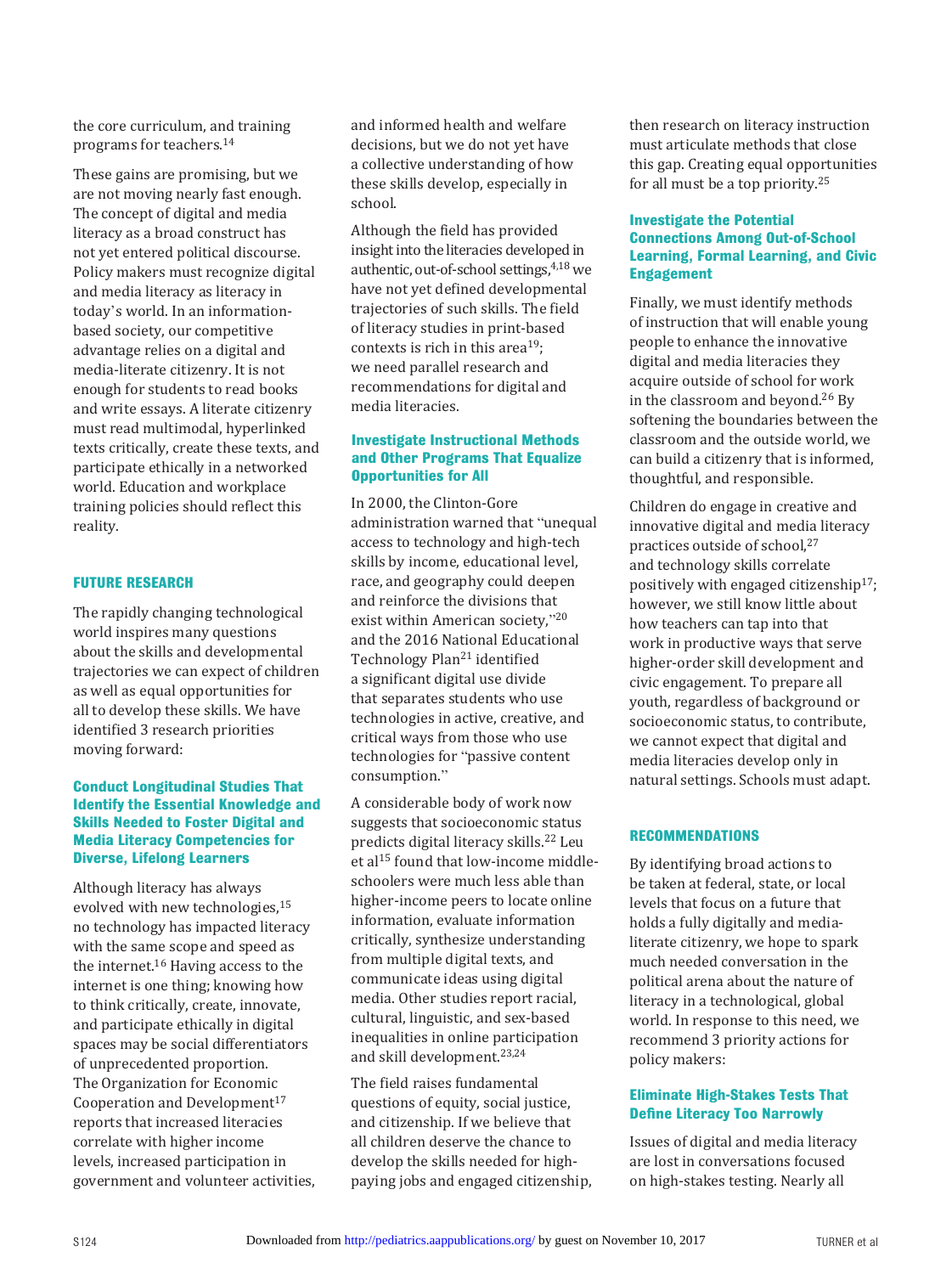the core curriculum, and training programs for teachers.[14]

These gains are promising, but we are not moving nearly fast enough. The concept of digital and media literacy as a broad construct has not yet entered political discourse. Policy makers must recognize digital and media literacy as literacy in today's world. In an information-based society, our competitive advantage relies on a digital and media-literate citizenry. It is not enough for students to read books and write essays. A literate citizenry must read multimodal, hyperlinked texts critically, create these texts, and participate ethically in a networked world. Education and workplace training policies should reflect this reality.

## FUTURE RESEARCH

The rapidly changing technological world inspires many questions about the skills and developmental trajectories we can expect of children as well as equal opportunities for all to develop these skills. We have identified 3 research priorities moving forward:

### Conduct Longitudinal Studies That Identify the Essential Knowledge and Skills Needed to Foster Digital and Media Literacy Competencies for Diverse, Lifelong Learners

Although literacy has always evolved with new technologies,[15] no technology has impacted literacy with the same scope and speed as the internet.[16] Having access to the internet is one thing; knowing how to think critically, create, innovate, and participate ethically in digital spaces may be social differentiators of unprecedented proportion. The Organization for Economic Cooperation and Development[17] reports that increased literacies correlate with higher income levels, increased participation in government and volunteer activities, and informed health and welfare decisions, but we do not yet have a collective understanding of how these skills develop, especially in school.

Although the field has provided insight into the literacies developed in authentic, out-of-school settings,[4,18] we have not yet defined developmental trajectories of such skills. The field of literacy studies in print-based contexts is rich in this area[19]; we need parallel research and recommendations for digital and media literacies.

### Investigate Instructional Methods and Other Programs That Equalize Opportunities for All

In 2000, the Clinton-Gore administration warned that "unequal access to technology and high-tech skills by income, educational level, race, and geography could deepen and reinforce the divisions that exist within American society,"[20] and the 2016 National Educational Technology Plan[21] identified a significant digital use divide that separates students who use technologies in active, creative, and critical ways from those who use technologies for "passive content consumption."

A considerable body of work now suggests that socioeconomic status predicts digital literacy skills.[22] Leu et al[15] found that low-income middle-schoolers were much less able than higher-income peers to locate online information, evaluate information critically, synthesize understanding from multiple digital texts, and communicate ideas using digital media. Other studies report racial, cultural, linguistic, and sex-based inequalities in online participation and skill development.[23,24]

The field raises fundamental questions of equity, social justice, and citizenship. If we believe that all children deserve the chance to develop the skills needed for high-paying jobs and engaged citizenship, then research on literacy instruction must articulate methods that close this gap. Creating equal opportunities for all must be a top priority.[25]

### Investigate the Potential Connections Among Out-of-School Learning, Formal Learning, and Civic Engagement

Finally, we must identify methods of instruction that will enable young people to enhance the innovative digital and media literacies they acquire outside of school for work in the classroom and beyond.[26] By softening the boundaries between the classroom and the outside world, we can build a citizenry that is informed, thoughtful, and responsible.

Children do engage in creative and innovative digital and media literacy practices outside of school,[27] and technology skills correlate positively with engaged citizenship[17]; however, we still know little about how teachers can tap into that work in productive ways that serve higher-order skill development and civic engagement. To prepare all youth, regardless of background or socioeconomic status, to contribute, we cannot expect that digital and media literacies develop only in natural settings. Schools must adapt.

## RECOMMENDATIONS

By identifying broad actions to be taken at federal, state, or local levels that focus on a future that holds a fully digitally and media-literate citizenry, we hope to spark much needed conversation in the political arena about the nature of literacy in a technological, global world. In response to this need, we recommend 3 priority actions for policy makers:

### Eliminate High-Stakes Tests That Define Literacy Too Narrowly

Issues of digital and media literacy are lost in conversations focused on high-stakes testing. Nearly all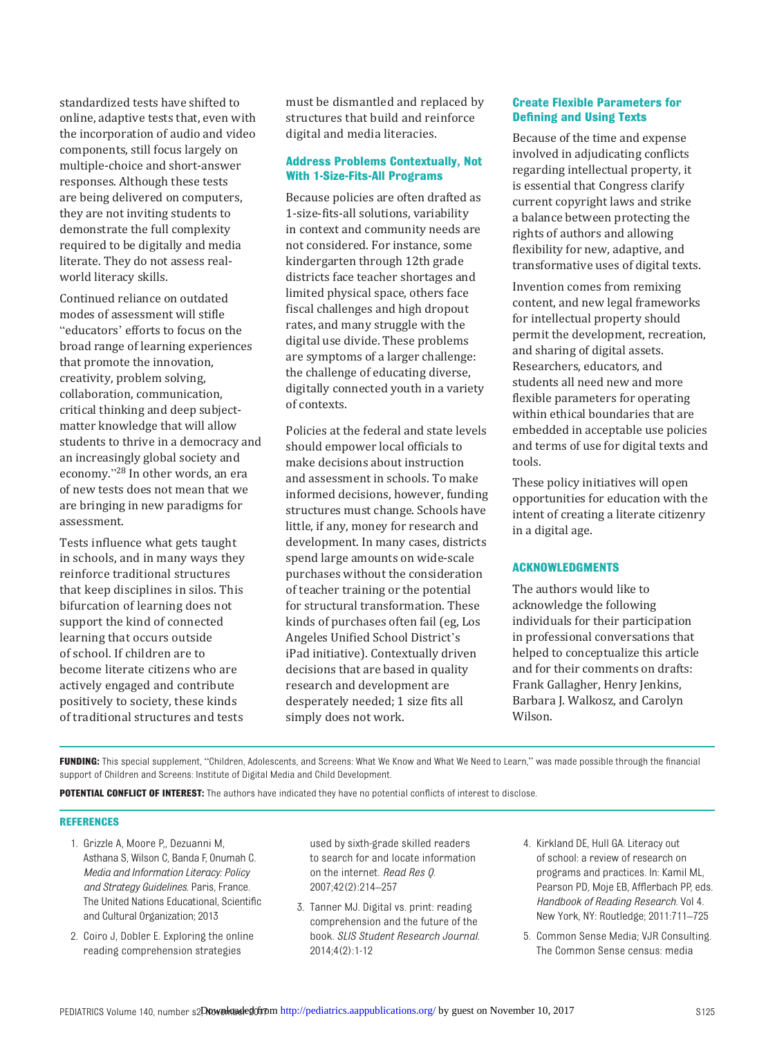standardized tests have shifted to online, adaptive tests that, even with the incorporation of audio and video components, still focus largely on multiple-choice and short-answer responses. Although these tests are being delivered on computers, they are not inviting students to demonstrate the full complexity required to be digitally and media literate. They do not assess real-world literacy skills.

Continued reliance on outdated modes of assessment will stifle "educators' efforts to focus on the broad range of learning experiences that promote the innovation, creativity, problem solving, collaboration, communication, critical thinking and deep subject-matter knowledge that will allow students to thrive in a democracy and an increasingly global society and economy."[28] In other words, an era of new tests does not mean that we are bringing in new paradigms for assessment.

Tests influence what gets taught in schools, and in many ways they reinforce traditional structures that keep disciplines in silos. This bifurcation of learning does not support the kind of connected learning that occurs outside of school. If children are to become literate citizens who are actively engaged and contribute positively to society, these kinds of traditional structures and tests must be dismantled and replaced by structures that build and reinforce digital and media literacies.

## Address Problems Contextually, Not With 1-Size-Fits-All Programs

Because policies are often drafted as 1-size-fits-all solutions, variability in context and community needs are not considered. For instance, some kindergarten through 12th grade districts face teacher shortages and limited physical space, others face fiscal challenges and high dropout rates, and many struggle with the digital use divide. These problems are symptoms of a larger challenge: the challenge of educating diverse, digitally connected youth in a variety of contexts.

Policies at the federal and state levels should empower local officials to make decisions about instruction and assessment in schools. To make informed decisions, however, funding structures must change. Schools have little, if any, money for research and development. In many cases, districts spend large amounts on wide-scale purchases without the consideration of teacher training or the potential for structural transformation. These kinds of purchases often fail (eg, Los Angeles Unified School District's iPad initiative). Contextually driven decisions that are based in quality research and development are desperately needed; 1 size fits all simply does not work.

## Create Flexible Parameters for Defining and Using Texts

Because of the time and expense involved in adjudicating conflicts regarding intellectual property, it is essential that Congress clarify current copyright laws and strike a balance between protecting the rights of authors and allowing flexibility for new, adaptive, and transformative uses of digital texts.

Invention comes from remixing content, and new legal frameworks for intellectual property should permit the development, recreation, and sharing of digital assets. Researchers, educators, and students all need new and more flexible parameters for operating within ethical boundaries that are embedded in acceptable use policies and terms of use for digital texts and tools.

These policy initiatives will open opportunities for education with the intent of creating a literate citizenry in a digital age.

## ACKNOWLEDGMENTS

The authors would like to acknowledge the following individuals for their participation in professional conversations that helped to conceptualize this article and for their comments on drafts: Frank Gallagher, Henry Jenkins, Barbara J. Walkosz, and Carolyn Wilson.

**FUNDING:** This special supplement, "Children, Adolescents, and Screens: What We Know and What We Need to Learn," was made possible through the financial support of Children and Screens: Institute of Digital Media and Child Development.

**POTENTIAL CONFLICT OF INTEREST:** The authors have indicated they have no potential conflicts of interest to disclose.

## REFERENCES

1. Grizzle A, Moore P,, Dezuanni M, Asthana S, Wilson C, Banda F, Onumah C. *Media and Information Literacy: Policy and Strategy Guidelines*. Paris, France. The United Nations Educational, Scientific and Cultural Organization; 2013
2. Coiro J, Dobler E. Exploring the online reading comprehension strategies used by sixth-grade skilled readers to search for and locate information on the internet. *Read Res Q*. 2007;42(2):214–257
3. Tanner MJ. Digital vs. print: reading comprehension and the future of the book. *SLIS Student Research Journal*. 2014;4(2):1-12
4. Kirkland DE, Hull GA. Literacy out of school: a review of research on programs and practices. In: Kamil ML, Pearson PD, Moje EB, Afflerbach PP, eds. *Handbook of Reading Research*. Vol 4. New York, NY: Routledge; 2011:711–725
5. Common Sense Media; VJR Consulting. The Common Sense census: media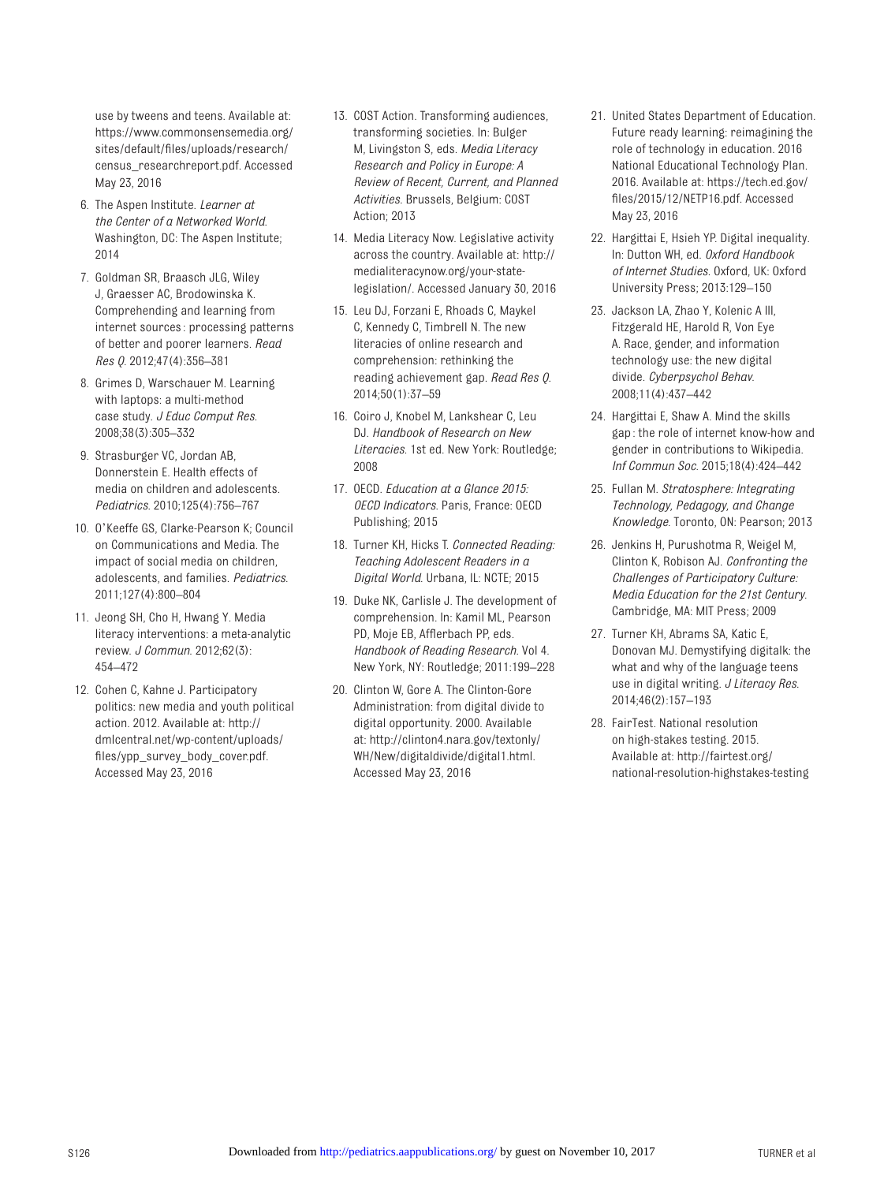use by tweens and teens. Available at: https://www.commonsensemedia.org/sites/default/files/uploads/research/census_researchreport.pdf. Accessed May 23, 2016

6. The Aspen Institute. *Learner at the Center of a Networked World*. Washington, DC: The Aspen Institute; 2014
7. Goldman SR, Braasch JLG, Wiley J, Graesser AC, Brodowinska K. Comprehending and learning from internet sources: processing patterns of better and poorer learners. *Read Res Q*. 2012;47(4):356–381
8. Grimes D, Warschauer M. Learning with laptops: a multi-method case study. *J Educ Comput Res*. 2008;38(3):305–332
9. Strasburger VC, Jordan AB, Donnerstein E. Health effects of media on children and adolescents. *Pediatrics*. 2010;125(4):756–767
10. O'Keeffe GS, Clarke-Pearson K; Council on Communications and Media. The impact of social media on children, adolescents, and families. *Pediatrics*. 2011;127(4):800–804
11. Jeong SH, Cho H, Hwang Y. Media literacy interventions: a meta-analytic review. *J Commun*. 2012;62(3):454–472
12. Cohen C, Kahne J. Participatory politics: new media and youth political action. 2012. Available at: http://dmlcentral.net/wp-content/uploads/files/ypp_survey_body_cover.pdf. Accessed May 23, 2016
13. COST Action. Transforming audiences, transforming societies. In: Bulger M, Livingston S, eds. *Media Literacy Research and Policy in Europe: A Review of Recent, Current, and Planned Activities*. Brussels, Belgium: COST Action; 2013
14. Media Literacy Now. Legislative activity across the country. Available at: http://medialiteracynow.org/your-state-legislation/. Accessed January 30, 2016
15. Leu DJ, Forzani E, Rhoads C, Maykel C, Kennedy C, Timbrell N. The new literacies of online research and comprehension: rethinking the reading achievement gap. *Read Res Q*. 2014;50(1):37–59
16. Coiro J, Knobel M, Lankshear C, Leu DJ. *Handbook of Research on New Literacies*. 1st ed. New York: Routledge; 2008
17. OECD. *Education at a Glance 2015: OECD Indicators*. Paris, France: OECD Publishing; 2015
18. Turner KH, Hicks T. *Connected Reading: Teaching Adolescent Readers in a Digital World*. Urbana, IL: NCTE; 2015
19. Duke NK, Carlisle J. The development of comprehension. In: Kamil ML, Pearson PD, Moje EB, Afflerbach PP, eds. *Handbook of Reading Research*. Vol 4. New York, NY: Routledge; 2011:199–228
20. Clinton W, Gore A. The Clinton-Gore Administration: from digital divide to digital opportunity. 2000. Available at: http://clinton4.nara.gov/textonly/WH/New/digitaldivide/digital1.html. Accessed May 23, 2016
21. United States Department of Education. Future ready learning: reimagining the role of technology in education. 2016 National Educational Technology Plan. 2016. Available at: https://tech.ed.gov/files/2015/12/NETP16.pdf. Accessed May 23, 2016
22. Hargittai E, Hsieh YP. Digital inequality. In: Dutton WH, ed. *Oxford Handbook of Internet Studies*. Oxford, UK: Oxford University Press; 2013:129–150
23. Jackson LA, Zhao Y, Kolenic A III, Fitzgerald HE, Harold R, Von Eye A. Race, gender, and information technology use: the new digital divide. *Cyberpsychol Behav*. 2008;11(4):437–442
24. Hargittai E, Shaw A. Mind the skills gap: the role of internet know-how and gender in contributions to Wikipedia. *Inf Commun Soc*. 2015;18(4):424–442
25. Fullan M. *Stratosphere: Integrating Technology, Pedagogy, and Change Knowledge*. Toronto, ON: Pearson; 2013
26. Jenkins H, Purushotma R, Weigel M, Clinton K, Robison AJ. *Confronting the Challenges of Participatory Culture: Media Education for the 21st Century*. Cambridge, MA: MIT Press; 2009
27. Turner KH, Abrams SA, Katic E, Donovan MJ. Demystifying digitalk: the what and why of the language teens use in digital writing. *J Literacy Res*. 2014;46(2):157–193
28. FairTest. National resolution on high-stakes testing. 2015. Available at: http://fairtest.org/national-resolution-highstakes-testing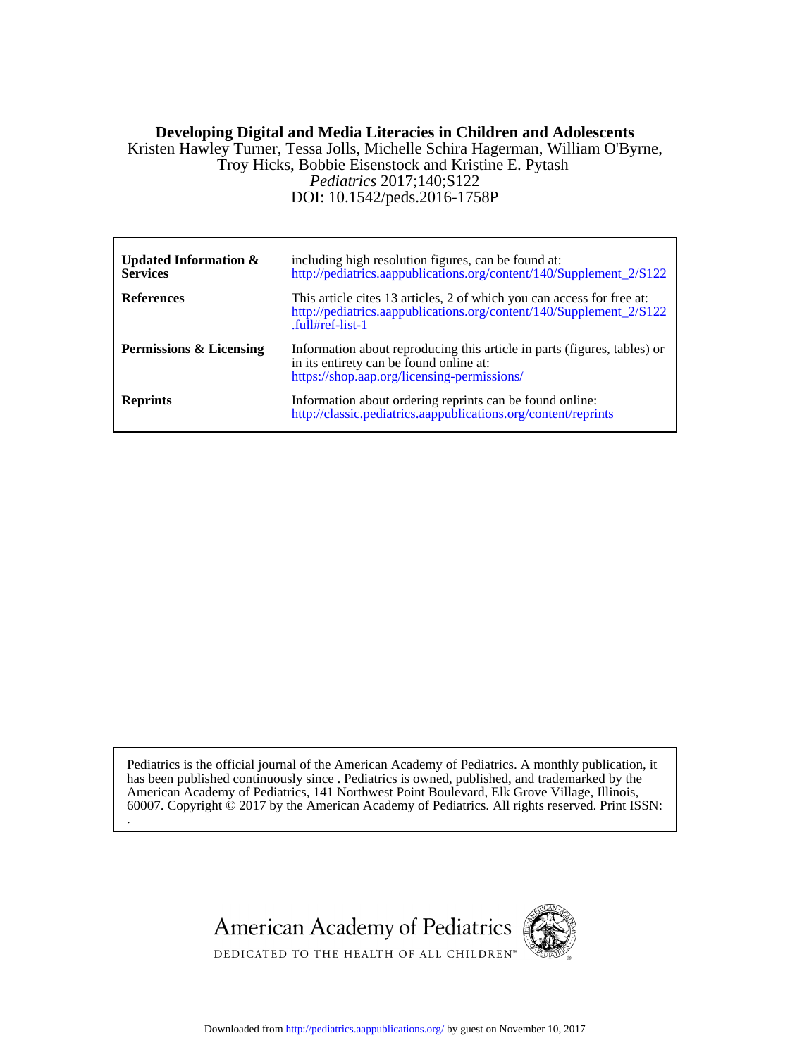# Developing Digital and Media Literacies in Children and Adolescents

Kristen Hawley Turner, Tessa Jolls, Michelle Schira Hagerman, William O'Byrne, Troy Hicks, Bobbie Eisenstock and Kristine E. Pytash

*Pediatrics* 2017;140;S122

DOI: 10.1542/peds.2016-1758P

| | |
|---|---|
| **Updated Information & Services** | including high resolution figures, can be found at: http://pediatrics.aappublications.org/content/140/Supplement_2/S122 |
| **References** | This article cites 13 articles, 2 of which you can access for free at: http://pediatrics.aappublications.org/content/140/Supplement_2/S122.full#ref-list-1 |
| **Permissions & Licensing** | Information about reproducing this article in parts (figures, tables) or in its entirety can be found online at: https://shop.aap.org/licensing-permissions/ |
| **Reprints** | Information about ordering reprints can be found online: http://classic.pediatrics.aappublications.org/content/reprints |

Pediatrics is the official journal of the American Academy of Pediatrics. A monthly publication, it has been published continuously since . Pediatrics is owned, published, and trademarked by the American Academy of Pediatrics, 141 Northwest Point Boulevard, Elk Grove Village, Illinois, 60007. Copyright © 2017 by the American Academy of Pediatrics. All rights reserved. Print ISSN: .

American Academy of Pediatrics

DEDICATED TO THE HEALTH OF ALL CHILDREN™

Downloaded from http://pediatrics.aappublications.org/ by guest on November 10, 2017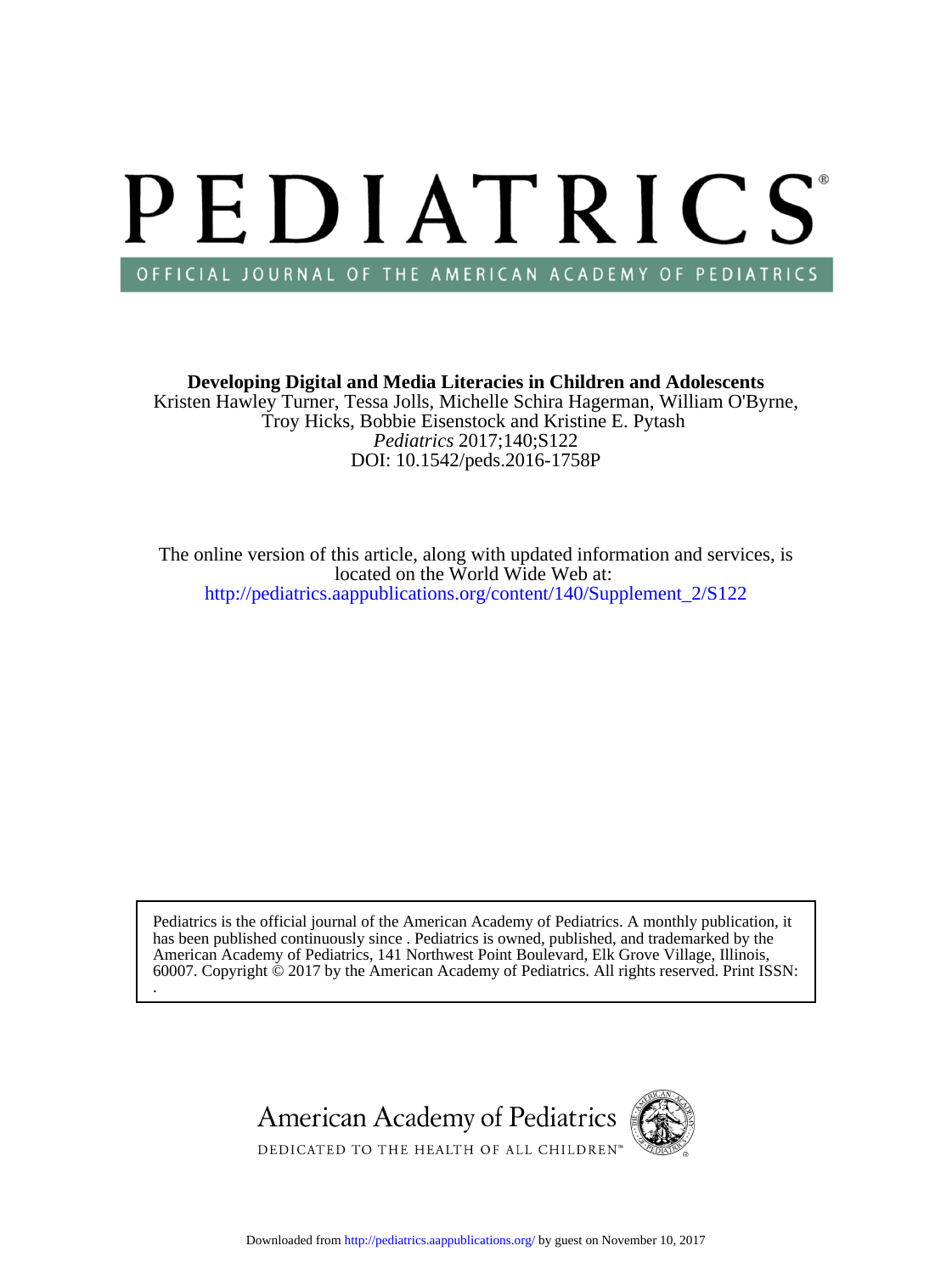# PEDIATRICS®

OFFICIAL JOURNAL OF THE AMERICAN ACADEMY OF PEDIATRICS

**Developing Digital and Media Literacies in Children and Adolescents**

Kristen Hawley Turner, Tessa Jolls, Michelle Schira Hagerman, William O'Byrne, Troy Hicks, Bobbie Eisenstock and Kristine E. Pytash

*Pediatrics* 2017;140;S122

DOI: 10.1542/peds.2016-1758P

The online version of this article, along with updated information and services, is located on the World Wide Web at:

http://pediatrics.aappublications.org/content/140/Supplement_2/S122

Pediatrics is the official journal of the American Academy of Pediatrics. A monthly publication, it has been published continuously since . Pediatrics is owned, published, and trademarked by the American Academy of Pediatrics, 141 Northwest Point Boulevard, Elk Grove Village, Illinois, 60007. Copyright © 2017 by the American Academy of Pediatrics. All rights reserved. Print ISSN: .

American Academy of Pediatrics

DEDICATED TO THE HEALTH OF ALL CHILDREN™

Downloaded from http://pediatrics.aappublications.org/ by guest on November 10, 2017